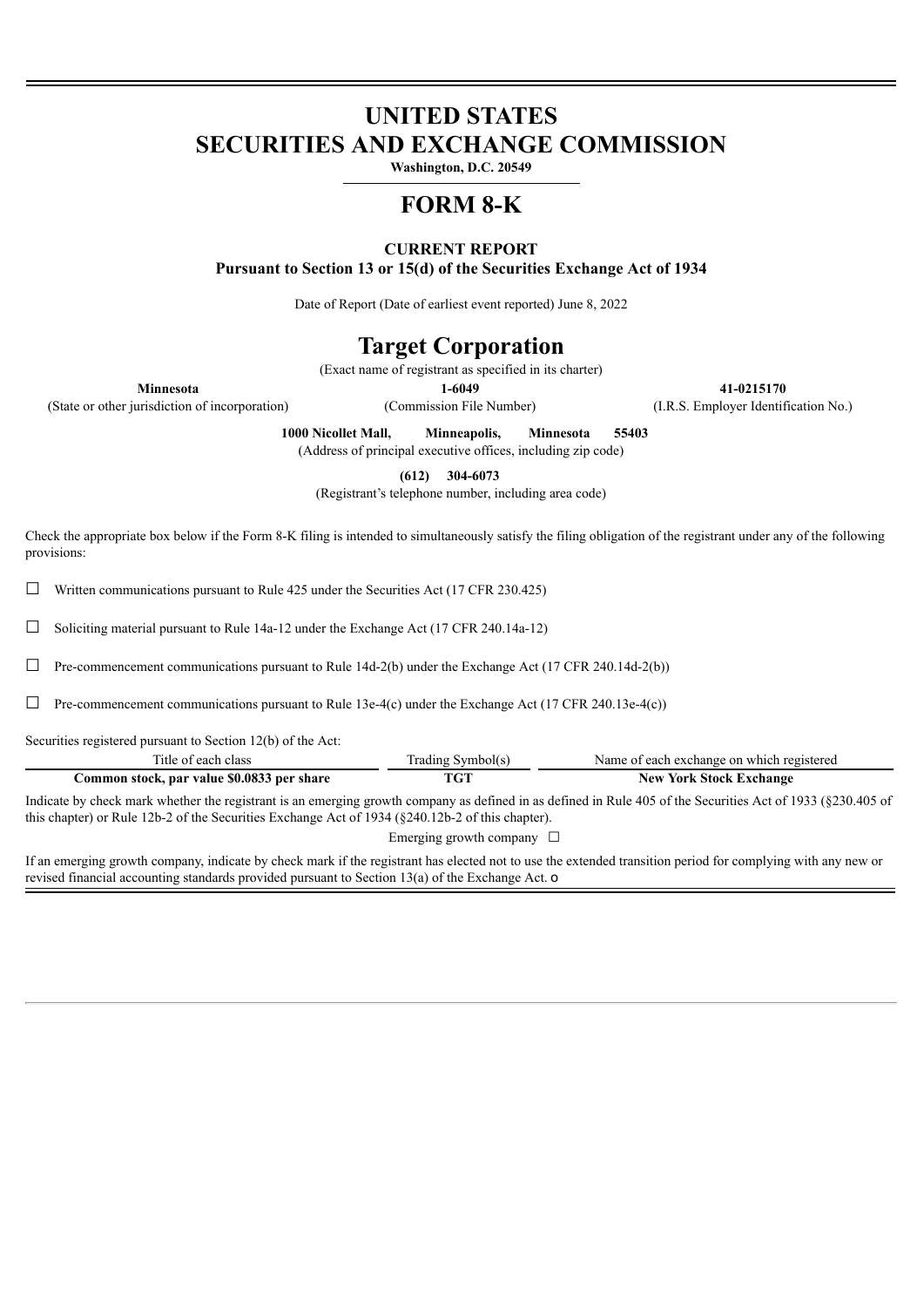# UNITED STATES
# SECURITIES AND EXCHANGE COMMISSION

**Washington, D.C. 20549**

# FORM 8-K

**CURRENT REPORT**
**Pursuant to Section 13 or 15(d) of the Securities Exchange Act of 1934**

Date of Report (Date of earliest event reported) June 8, 2022

# Target Corporation

(Exact name of registrant as specified in its charter)

| **Minnesota** | **1-6049** | **41-0215170** |
|---|---|---|
| (State or other jurisdiction of incorporation) | (Commission File Number) | (I.R.S. Employer Identification No.) |

**1000 Nicollet Mall, Minneapolis, Minnesota 55403**
(Address of principal executive offices, including zip code)

**(612) 304-6073**
(Registrant's telephone number, including area code)

Check the appropriate box below if the Form 8-K filing is intended to simultaneously satisfy the filing obligation of the registrant under any of the following provisions:

☐ Written communications pursuant to Rule 425 under the Securities Act (17 CFR 230.425)

☐ Soliciting material pursuant to Rule 14a-12 under the Exchange Act (17 CFR 240.14a-12)

☐ Pre-commencement communications pursuant to Rule 14d-2(b) under the Exchange Act (17 CFR 240.14d-2(b))

☐ Pre-commencement communications pursuant to Rule 13e-4(c) under the Exchange Act (17 CFR 240.13e-4(c))

Securities registered pursuant to Section 12(b) of the Act:

| Title of each class | Trading Symbol(s) | Name of each exchange on which registered |
|---|---|---|
| **Common stock, par value $0.0833 per share** | **TGT** | **New York Stock Exchange** |

Indicate by check mark whether the registrant is an emerging growth company as defined in as defined in Rule 405 of the Securities Act of 1933 (§230.405 of this chapter) or Rule 12b-2 of the Securities Exchange Act of 1934 (§240.12b-2 of this chapter).

Emerging growth company ☐

If an emerging growth company, indicate by check mark if the registrant has elected not to use the extended transition period for complying with any new or revised financial accounting standards provided pursuant to Section 13(a) of the Exchange Act. o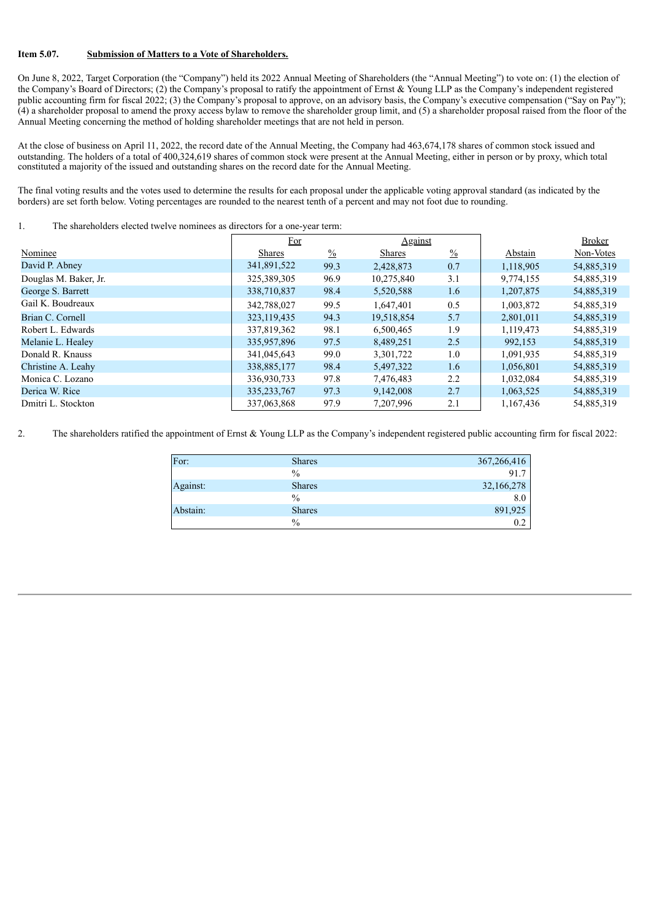**Item 5.07. Submission of Matters to a Vote of Shareholders.**

On June 8, 2022, Target Corporation (the "Company") held its 2022 Annual Meeting of Shareholders (the "Annual Meeting") to vote on: (1) the election of the Company's Board of Directors; (2) the Company's proposal to ratify the appointment of Ernst & Young LLP as the Company's independent registered public accounting firm for fiscal 2022; (3) the Company's proposal to approve, on an advisory basis, the Company's executive compensation ("Say on Pay"); (4) a shareholder proposal to amend the proxy access bylaw to remove the shareholder group limit, and (5) a shareholder proposal raised from the floor of the Annual Meeting concerning the method of holding shareholder meetings that are not held in person.

At the close of business on April 11, 2022, the record date of the Annual Meeting, the Company had 463,674,178 shares of common stock issued and outstanding. The holders of a total of 400,324,619 shares of common stock were present at the Annual Meeting, either in person or by proxy, which total constituted a majority of the issued and outstanding shares on the record date for the Annual Meeting.

The final voting results and the votes used to determine the results for each proposal under the applicable voting approval standard (as indicated by the borders) are set forth below. Voting percentages are rounded to the nearest tenth of a percent and may not foot due to rounding.

1. The shareholders elected twelve nominees as directors for a one-year term:

| | For | | Against | | | Broker |
|---|---|---|---|---|---|---|
| Nominee | Shares | % | Shares | % | Abstain | Non-Votes |
| David P. Abney | 341,891,522 | 99.3 | 2,428,873 | 0.7 | 1,118,905 | 54,885,319 |
| Douglas M. Baker, Jr. | 325,389,305 | 96.9 | 10,275,840 | 3.1 | 9,774,155 | 54,885,319 |
| George S. Barrett | 338,710,837 | 98.4 | 5,520,588 | 1.6 | 1,207,875 | 54,885,319 |
| Gail K. Boudreaux | 342,788,027 | 99.5 | 1,647,401 | 0.5 | 1,003,872 | 54,885,319 |
| Brian C. Cornell | 323,119,435 | 94.3 | 19,518,854 | 5.7 | 2,801,011 | 54,885,319 |
| Robert L. Edwards | 337,819,362 | 98.1 | 6,500,465 | 1.9 | 1,119,473 | 54,885,319 |
| Melanie L. Healey | 335,957,896 | 97.5 | 8,489,251 | 2.5 | 992,153 | 54,885,319 |
| Donald R. Knauss | 341,045,643 | 99.0 | 3,301,722 | 1.0 | 1,091,935 | 54,885,319 |
| Christine A. Leahy | 338,885,177 | 98.4 | 5,497,322 | 1.6 | 1,056,801 | 54,885,319 |
| Monica C. Lozano | 336,930,733 | 97.8 | 7,476,483 | 2.2 | 1,032,084 | 54,885,319 |
| Derica W. Rice | 335,233,767 | 97.3 | 9,142,008 | 2.7 | 1,063,525 | 54,885,319 |
| Dmitri L. Stockton | 337,063,868 | 97.9 | 7,207,996 | 2.1 | 1,167,436 | 54,885,319 |

2. The shareholders ratified the appointment of Ernst & Young LLP as the Company's independent registered public accounting firm for fiscal 2022:

| | | |
|---|---|---|
| For: | Shares | 367,266,416 |
| | % | 91.7 |
| Against: | Shares | 32,166,278 |
| | % | 8.0 |
| Abstain: | Shares | 891,925 |
| | % | 0.2 |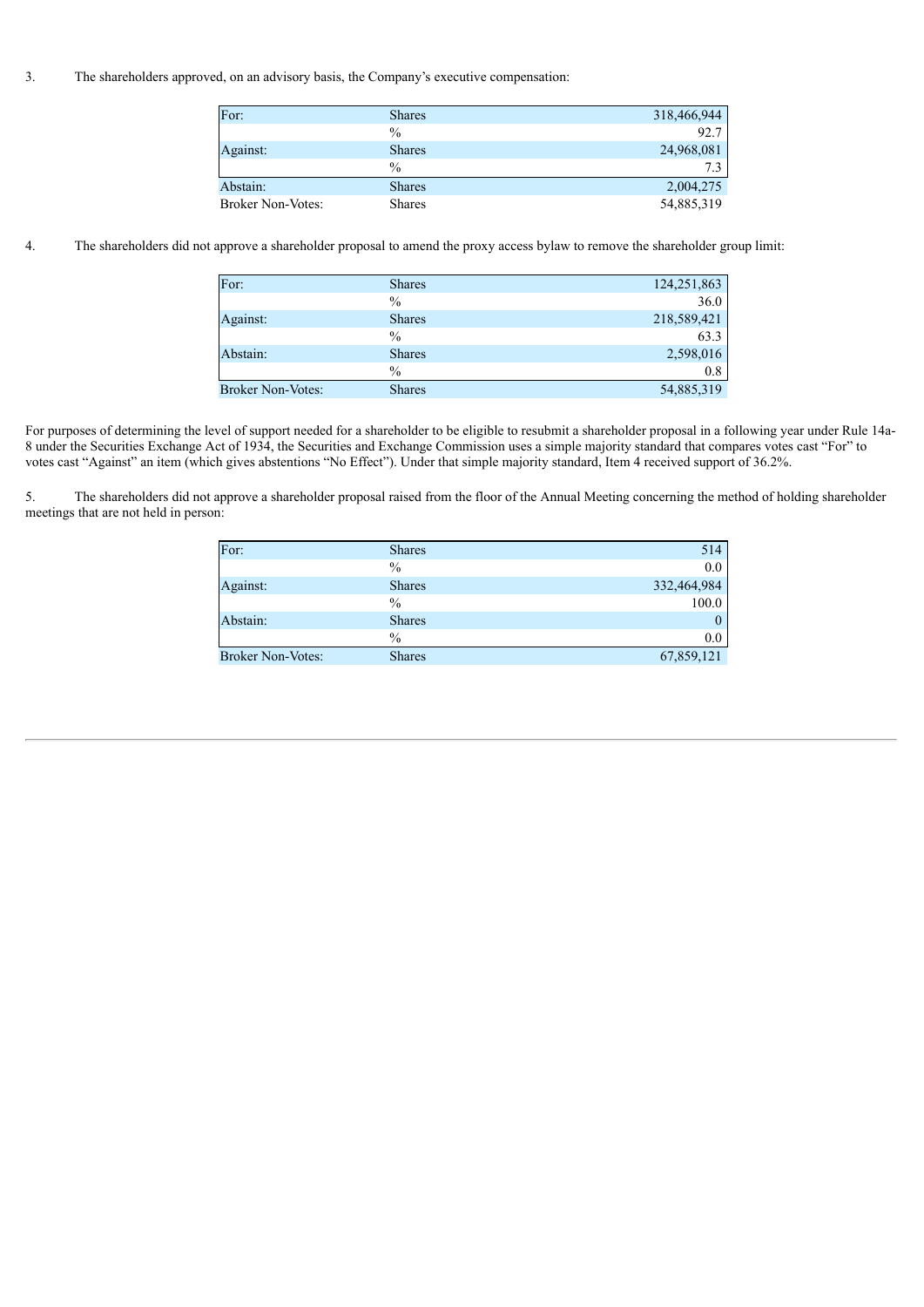3. The shareholders approved, on an advisory basis, the Company's executive compensation:

| | | |
|---|---|---|
| For: | Shares | 318,466,944 |
| | % | 92.7 |
| Against: | Shares | 24,968,081 |
| | % | 7.3 |
| Abstain: | Shares | 2,004,275 |
| Broker Non-Votes: | Shares | 54,885,319 |

4. The shareholders did not approve a shareholder proposal to amend the proxy access bylaw to remove the shareholder group limit:

| | | |
|---|---|---|
| For: | Shares | 124,251,863 |
| | % | 36.0 |
| Against: | Shares | 218,589,421 |
| | % | 63.3 |
| Abstain: | Shares | 2,598,016 |
| | % | 0.8 |
| Broker Non-Votes: | Shares | 54,885,319 |

For purposes of determining the level of support needed for a shareholder to be eligible to resubmit a shareholder proposal in a following year under Rule 14a-8 under the Securities Exchange Act of 1934, the Securities and Exchange Commission uses a simple majority standard that compares votes cast "For" to votes cast "Against" an item (which gives abstentions "No Effect"). Under that simple majority standard, Item 4 received support of 36.2%.

5. The shareholders did not approve a shareholder proposal raised from the floor of the Annual Meeting concerning the method of holding shareholder meetings that are not held in person:

| | | |
|---|---|---|
| For: | Shares | 514 |
| | % | 0.0 |
| Against: | Shares | 332,464,984 |
| | % | 100.0 |
| Abstain: | Shares | 0 |
| | % | 0.0 |
| Broker Non-Votes: | Shares | 67,859,121 |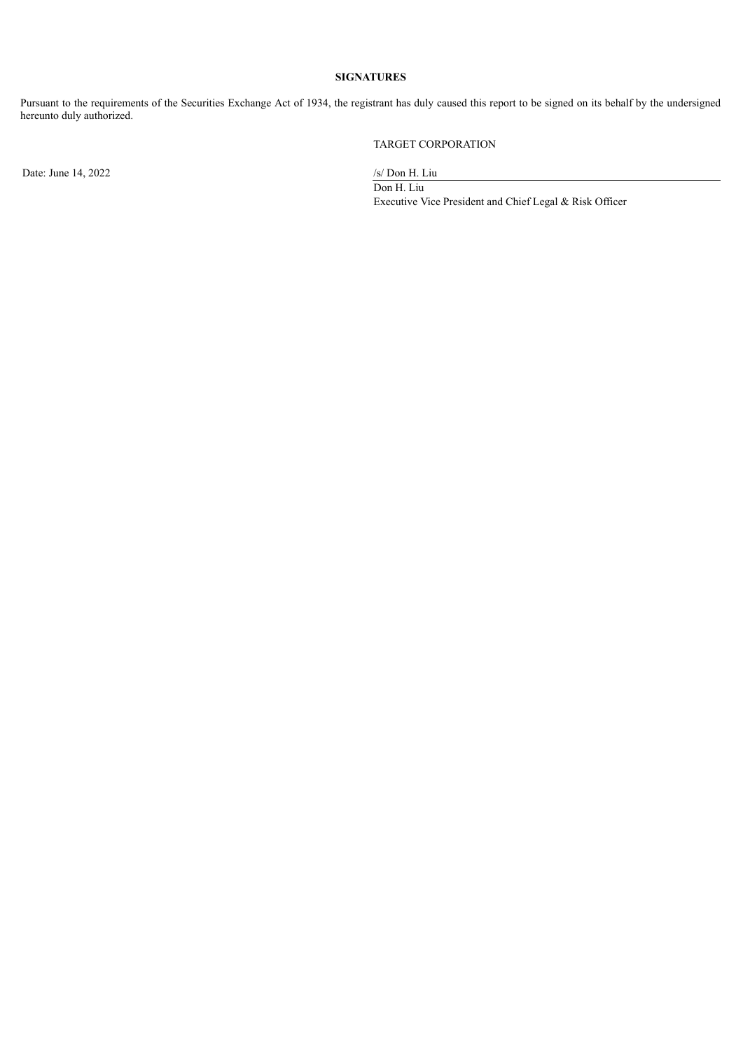**SIGNATURES**

Pursuant to the requirements of the Securities Exchange Act of 1934, the registrant has duly caused this report to be signed on its behalf by the undersigned hereunto duly authorized.

TARGET CORPORATION

Date: June 14, 2022

/s/ Don H. Liu

Don H. Liu
Executive Vice President and Chief Legal & Risk Officer